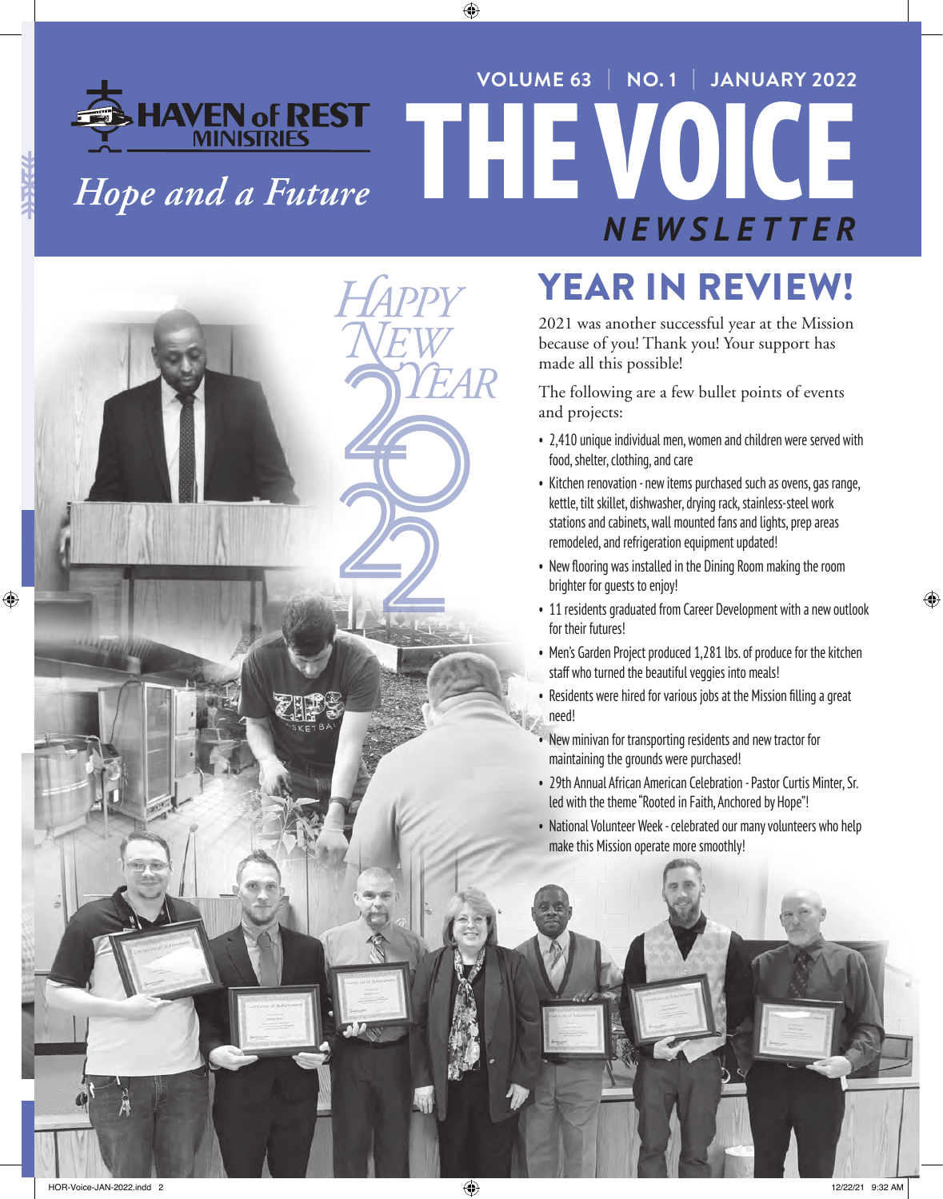# HAVEN of REST MINISTRIES

*Hope and a Future*

VOLUME 63 | NO. 1 | JANUARY 2022

# THE VOICE

***NEWSLETTER***

*HAPPY NEW YEAR*

2022

## YEAR IN REVIEW!

2021 was another successful year at the Mission because of you! Thank you! Your support has made all this possible!

The following are a few bullet points of events and projects:

- 2,410 unique individual men, women and children were served with food, shelter, clothing, and care
- Kitchen renovation - new items purchased such as ovens, gas range, kettle, tilt skillet, dishwasher, drying rack, stainless-steel work stations and cabinets, wall mounted fans and lights, prep areas remodeled, and refrigeration equipment updated!
- New flooring was installed in the Dining Room making the room brighter for guests to enjoy!
- 11 residents graduated from Career Development with a new outlook for their futures!
- Men's Garden Project produced 1,281 lbs. of produce for the kitchen staff who turned the beautiful veggies into meals!
- Residents were hired for various jobs at the Mission filling a great need!
- New minivan for transporting residents and new tractor for maintaining the grounds were purchased!
- 29th Annual African American Celebration - Pastor Curtis Minter, Sr. led with the theme "Rooted in Faith, Anchored by Hope"!
- National Volunteer Week - celebrated our many volunteers who help make this Mission operate more smoothly!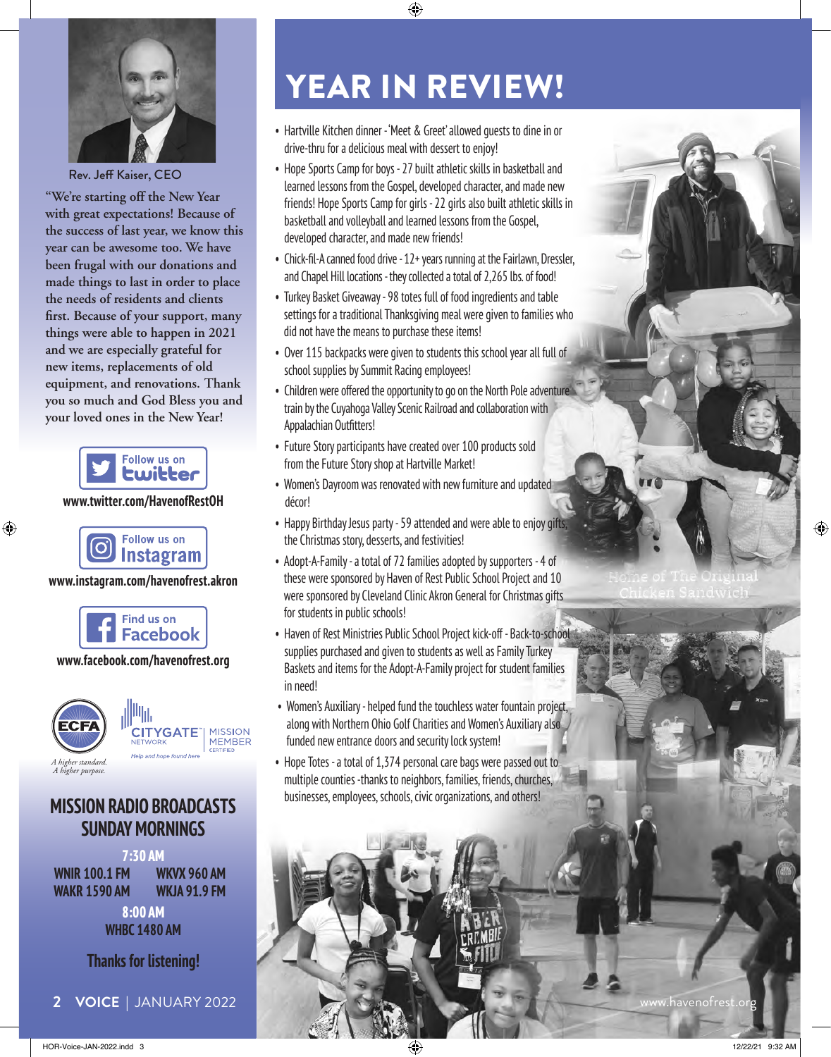Rev. Jeff Kaiser, CEO

**"We're starting off the New Year with great expectations! Because of the success of last year, we know this year can be awesome too. We have been frugal with our donations and made things to last in order to place the needs of residents and clients first. Because of your support, many things were able to happen in 2021 and we are especially grateful for new items, replacements of old equipment, and renovations. Thank you so much and God Bless you and your loved ones in the New Year!**

Follow us on twitter

**www.twitter.com/HavenofRestOH**

Follow us on Instagram

**www.instagram.com/havenofrest.akron**

Find us on Facebook

**www.facebook.com/havenofrest.org**

ECFA — *A higher standard. A higher purpose.*

CITYGATE NETWORK — MISSION MEMBER CERTIFIED — *Help and hope found here*

## MISSION RADIO BROADCASTS SUNDAY MORNINGS

**7:30 AM**

**WNIR 100.1 FM**
**WKVX 960 AM**
**WAKR 1590 AM**
**WKJA 91.9 FM**

**8:00 AM**

**WHBC 1480 AM**

**Thanks for listening!**

# YEAR IN REVIEW!

- Hartville Kitchen dinner - 'Meet & Greet' allowed guests to dine in or drive-thru for a delicious meal with dessert to enjoy!
- Hope Sports Camp for boys - 27 built athletic skills in basketball and learned lessons from the Gospel, developed character, and made new friends! Hope Sports Camp for girls - 22 girls also built athletic skills in basketball and volleyball and learned lessons from the Gospel, developed character, and made new friends!
- Chick-fil-A canned food drive - 12+ years running at the Fairlawn, Dressler, and Chapel Hill locations - they collected a total of 2,265 lbs. of food!
- Turkey Basket Giveaway - 98 totes full of food ingredients and table settings for a traditional Thanksgiving meal were given to families who did not have the means to purchase these items!
- Over 115 backpacks were given to students this school year all full of school supplies by Summit Racing employees!
- Children were offered the opportunity to go on the North Pole adventure train by the Cuyahoga Valley Scenic Railroad and collaboration with Appalachian Outfitters!
- Future Story participants have created over 100 products sold from the Future Story shop at Hartville Market!
- Women's Dayroom was renovated with new furniture and updated décor!
- Happy Birthday Jesus party - 59 attended and were able to enjoy gifts, the Christmas story, desserts, and festivities!
- Adopt-A-Family - a total of 72 families adopted by supporters - 4 of these were sponsored by Haven of Rest Public School Project and 10 were sponsored by Cleveland Clinic Akron General for Christmas gifts for students in public schools!
- Haven of Rest Ministries Public School Project kick-off - Back-to-school supplies purchased and given to students as well as Family Turkey Baskets and items for the Adopt-A-Family project for student families in need!
- Women's Auxiliary - helped fund the touchless water fountain project, along with Northern Ohio Golf Charities and Women's Auxiliary also funded new entrance doors and security lock system!
- Hope Totes - a total of 1,374 personal care bags were passed out to multiple counties -thanks to neighbors, families, friends, churches, businesses, employees, schools, civic organizations, and others!

www.havenofrest.org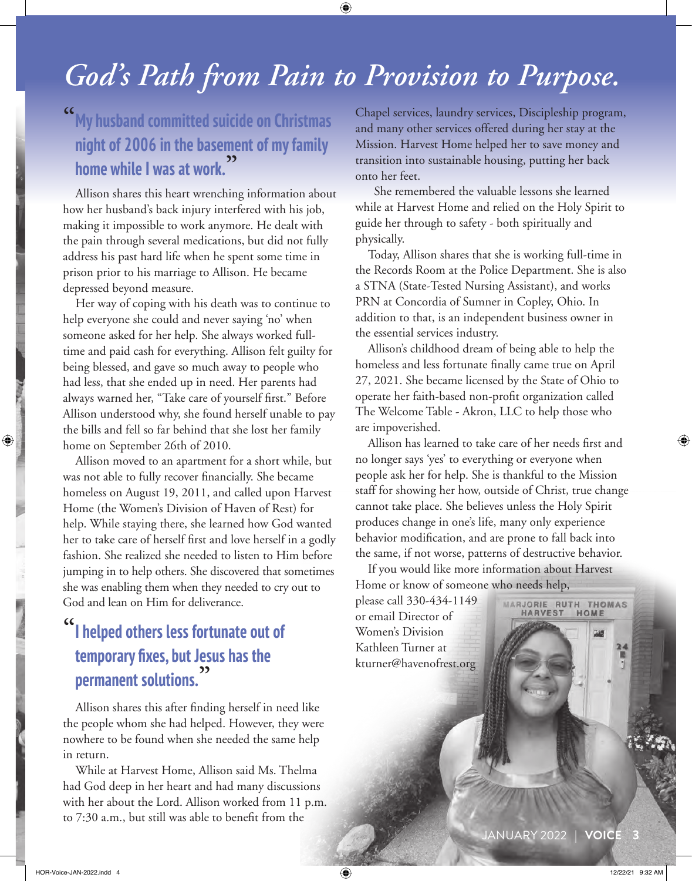# *God's Path from Pain to Provision to Purpose.*

> "My husband committed suicide on Christmas night of 2006 in the basement of my family home while I was at work."

Allison shares this heart wrenching information about how her husband's back injury interfered with his job, making it impossible to work anymore. He dealt with the pain through several medications, but did not fully address his past hard life when he spent some time in prison prior to his marriage to Allison. He became depressed beyond measure.

Her way of coping with his death was to continue to help everyone she could and never saying 'no' when someone asked for her help. She always worked full-time and paid cash for everything. Allison felt guilty for being blessed, and gave so much away to people who had less, that she ended up in need. Her parents had always warned her, "Take care of yourself first." Before Allison understood why, she found herself unable to pay the bills and fell so far behind that she lost her family home on September 26th of 2010.

Allison moved to an apartment for a short while, but was not able to fully recover financially. She became homeless on August 19, 2011, and called upon Harvest Home (the Women's Division of Haven of Rest) for help. While staying there, she learned how God wanted her to take care of herself first and love herself in a godly fashion. She realized she needed to listen to Him before jumping in to help others. She discovered that sometimes she was enabling them when they needed to cry out to God and lean on Him for deliverance.

> "I helped others less fortunate out of temporary fixes, but Jesus has the permanent solutions."

Allison shares this after finding herself in need like the people whom she had helped. However, they were nowhere to be found when she needed the same help in return.

While at Harvest Home, Allison said Ms. Thelma had God deep in her heart and had many discussions with her about the Lord. Allison worked from 11 p.m. to 7:30 a.m., but still was able to benefit from the Chapel services, laundry services, Discipleship program, and many other services offered during her stay at the Mission. Harvest Home helped her to save money and transition into sustainable housing, putting her back onto her feet.

She remembered the valuable lessons she learned while at Harvest Home and relied on the Holy Spirit to guide her through to safety - both spiritually and physically.

Today, Allison shares that she is working full-time in the Records Room at the Police Department. She is also a STNA (State-Tested Nursing Assistant), and works PRN at Concordia of Sumner in Copley, Ohio. In addition to that, is an independent business owner in the essential services industry.

Allison's childhood dream of being able to help the homeless and less fortunate finally came true on April 27, 2021. She became licensed by the State of Ohio to operate her faith-based non-profit organization called The Welcome Table - Akron, LLC to help those who are impoverished.

Allison has learned to take care of her needs first and no longer says 'yes' to everything or everyone when people ask her for help. She is thankful to the Mission staff for showing her how, outside of Christ, true change cannot take place. She believes unless the Holy Spirit produces change in one's life, many only experience behavior modification, and are prone to fall back into the same, if not worse, patterns of destructive behavior.

If you would like more information about Harvest Home or know of someone who needs help, please call 330-434-1149 or email Director of Women's Division Kathleen Turner at kturner@havenofrest.org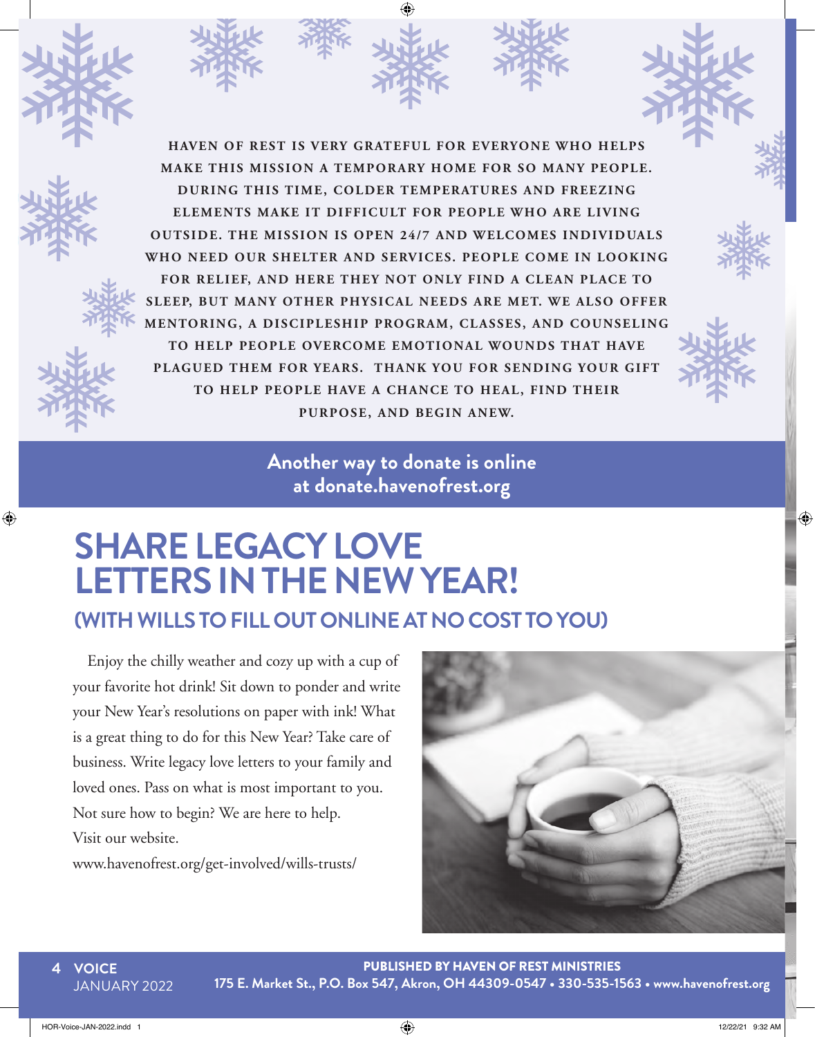**HAVEN OF REST IS VERY GRATEFUL FOR EVERYONE WHO HELPS MAKE THIS MISSION A TEMPORARY HOME FOR SO MANY PEOPLE. DURING THIS TIME, COLDER TEMPERATURES AND FREEZING ELEMENTS MAKE IT DIFFICULT FOR PEOPLE WHO ARE LIVING OUTSIDE. THE MISSION IS OPEN 24/7 AND WELCOMES INDIVIDUALS WHO NEED OUR SHELTER AND SERVICES. PEOPLE COME IN LOOKING FOR RELIEF, AND HERE THEY NOT ONLY FIND A CLEAN PLACE TO SLEEP, BUT MANY OTHER PHYSICAL NEEDS ARE MET. WE ALSO OFFER MENTORING, A DISCIPLESHIP PROGRAM, CLASSES, AND COUNSELING TO HELP PEOPLE OVERCOME EMOTIONAL WOUNDS THAT HAVE PLAGUED THEM FOR YEARS. THANK YOU FOR SENDING YOUR GIFT TO HELP PEOPLE HAVE A CHANCE TO HEAL, FIND THEIR PURPOSE, AND BEGIN ANEW.**

**Another way to donate is online at donate.havenofrest.org**

# SHARE LEGACY LOVE LETTERS IN THE NEW YEAR!

## (WITH WILLS TO FILL OUT ONLINE AT NO COST TO YOU)

Enjoy the chilly weather and cozy up with a cup of your favorite hot drink! Sit down to ponder and write your New Year's resolutions on paper with ink! What is a great thing to do for this New Year? Take care of business. Write legacy love letters to your family and loved ones. Pass on what is most important to you. Not sure how to begin? We are here to help. Visit our website.

www.havenofrest.org/get-involved/wills-trusts/

**PUBLISHED BY HAVEN OF REST MINISTRIES**
**175 E. Market St., P.O. Box 547, Akron, OH 44309-0547 • 330-535-1563 • www.havenofrest.org**